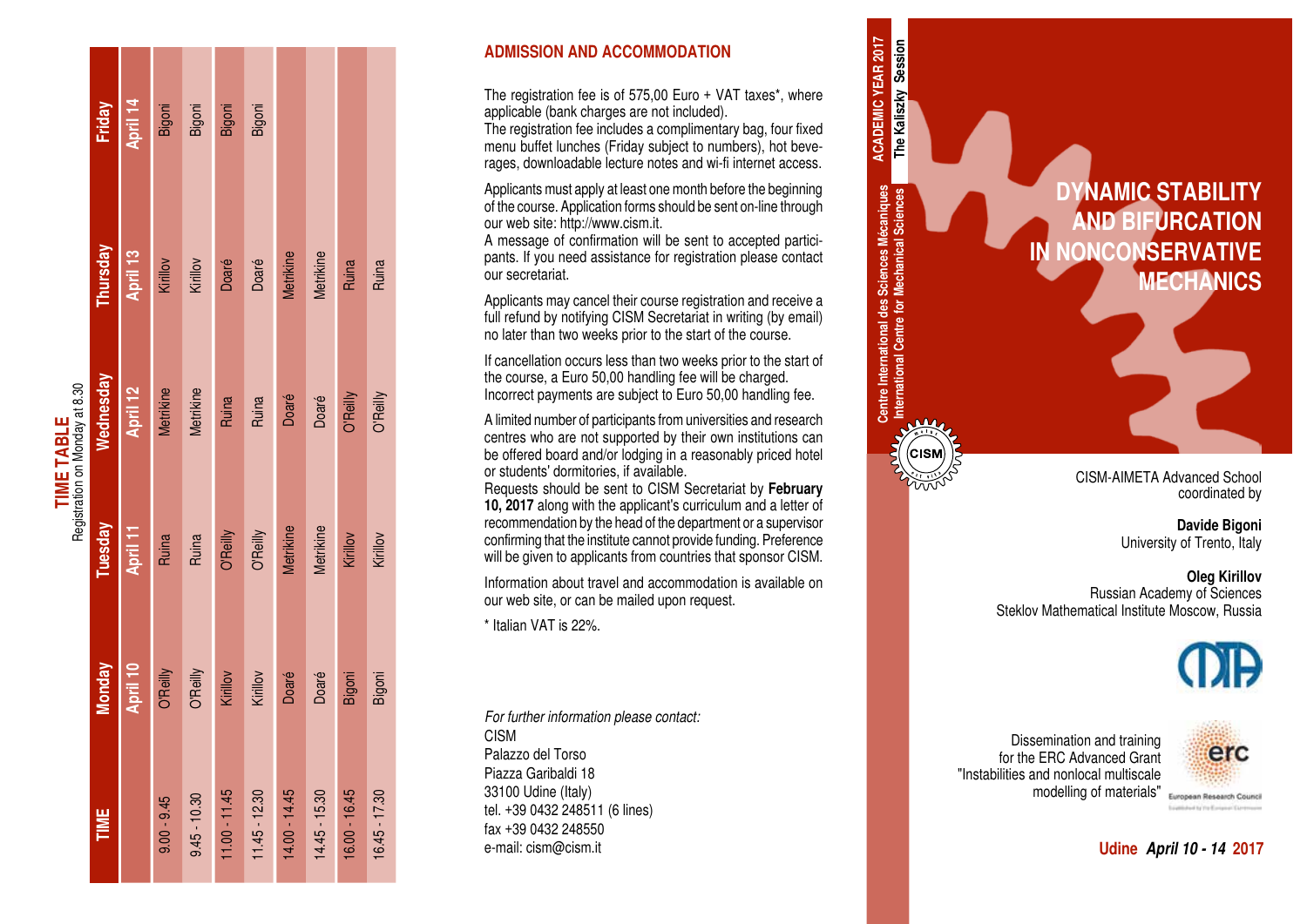## TIME TABLE

Registration on Monday at 8.30

| TIME | Monday | Tuesday | Wednesday | Thursday | Friday |
|---|---|---|---|---|---|
| | April 10 | April 11 | April 12 | April 13 | April 14 |
| 9.00 - 9.45 | O'Reilly | Ruina | Metrikine | Kirillov | Bigoni |
| 9.45 - 10.30 | O'Reilly | Ruina | Metrikine | Kirillov | Bigoni |
| 11.00 - 11.45 | Kirillov | O'Reilly | Ruina | Doaré | Bigoni |
| 11.45 - 12.30 | Kirillov | O'Reilly | Ruina | Doaré | Bigoni |
| 14.00 - 14.45 | Doaré | Metrikine | Doaré | Metrikine | |
| 14.45 - 15.30 | Doaré | Metrikine | Doaré | Metrikine | |
| 16.00 - 16.45 | Bigoni | Kirillov | O'Reilly | Ruina | |
| 16.45 - 17.30 | Bigoni | Kirillov | O'Reilly | Ruina | |

## ADMISSION AND ACCOMMODATION

The registration fee is of 575,00 Euro + VAT taxes*, where applicable (bank charges are not included).
The registration fee includes a complimentary bag, four fixed menu buffet lunches (Friday subject to numbers), hot beverages, downloadable lecture notes and wi-fi internet access.

Applicants must apply at least one month before the beginning of the course. Application forms should be sent on-line through our web site: http://www.cism.it.
A message of confirmation will be sent to accepted participants. If you need assistance for registration please contact our secretariat.

Applicants may cancel their course registration and receive a full refund by notifying CISM Secretariat in writing (by email) no later than two weeks prior to the start of the course.

If cancellation occurs less than two weeks prior to the start of the course, a Euro 50,00 handling fee will be charged.
Incorrect payments are subject to Euro 50,00 handling fee.

A limited number of participants from universities and research centres who are not supported by their own institutions can be offered board and/or lodging in a reasonably priced hotel or students' dormitories, if available.
Requests should be sent to CISM Secretariat by **February 10, 2017** along with the applicant's curriculum and a letter of recommendation by the head of the department or a supervisor confirming that the institute cannot provide funding. Preference will be given to applicants from countries that sponsor CISM.

Information about travel and accommodation is available on our web site, or can be mailed upon request.

\* Italian VAT is 22%.

*For further information please contact:*
CISM
Palazzo del Torso
Piazza Garibaldi 18
33100 Udine (Italy)
tel. +39 0432 248511 (6 lines)
fax +39 0432 248550
e-mail: cism@cism.it

**ACADEMIC YEAR 2017**
**The Kaliszky Session**

Centre International des Sciences Mécaniques
International Centre for Mechanical Sciences

CISM

# DYNAMIC STABILITY AND BIFURCATION IN NONCONSERVATIVE MECHANICS

CISM-AIMETA Advanced School
coordinated by

**Davide Bigoni**
University of Trento, Italy

**Oleg Kirillov**
Russian Academy of Sciences
Steklov Mathematical Institute Moscow, Russia

Dissemination and training
for the ERC Advanced Grant
"Instabilities and nonlocal multiscale modelling of materials"

erc
European Research Council

**Udine *April 10 - 14* 2017**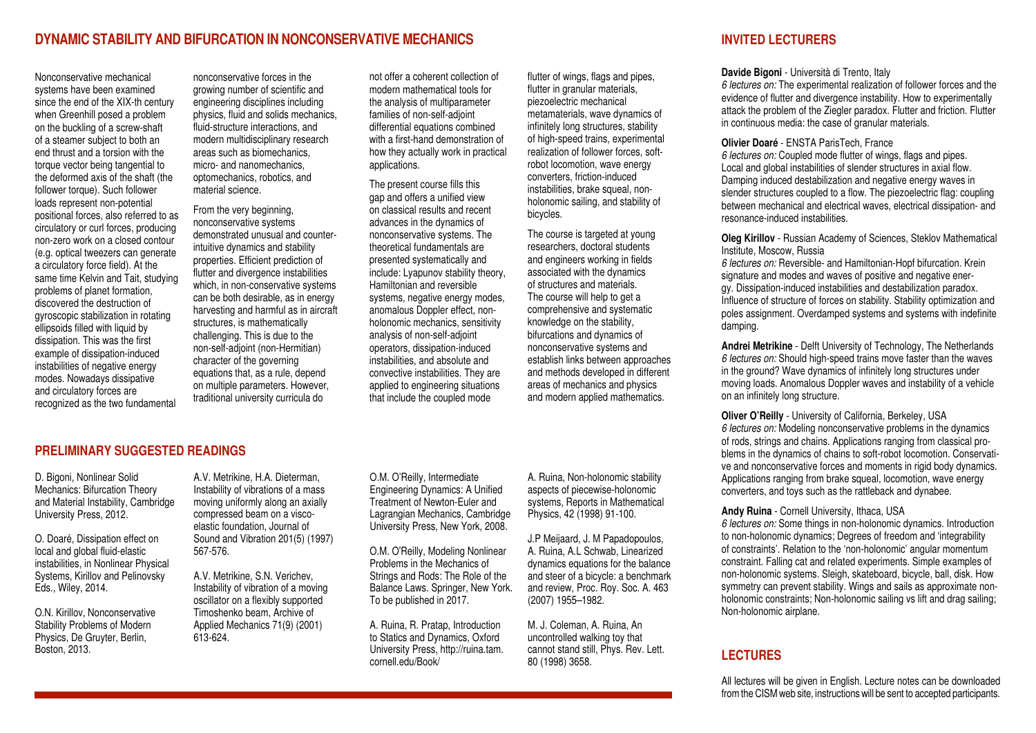## DYNAMIC STABILITY AND BIFURCATION IN NONCONSERVATIVE MECHANICS

Nonconservative mechanical systems have been examined since the end of the XIX-th century when Greenhill posed a problem on the buckling of a screw-shaft of a steamer subject to both an end thrust and a torsion with the torque vector being tangential to the deformed axis of the shaft (the follower torque). Such follower loads represent non-potential positional forces, also referred to as circulatory or curl forces, producing non-zero work on a closed contour (e.g. optical tweezers can generate a circulatory force field). At the same time Kelvin and Tait, studying problems of planet formation, discovered the destruction of gyroscopic stabilization in rotating ellipsoids filled with liquid by dissipation. This was the first example of dissipation-induced instabilities of negative energy modes. Nowadays dissipative and circulatory forces are recognized as the two fundamental nonconservative forces in the growing number of scientific and engineering disciplines including physics, fluid and solids mechanics, fluid-structure interactions, and modern multidisciplinary research areas such as biomechanics, micro- and nanomechanics, optomechanics, robotics, and material science.

From the very beginning, nonconservative systems demonstrated unusual and counter-intuitive dynamics and stability properties. Efficient prediction of flutter and divergence instabilities which, in non-conservative systems can be both desirable, as in energy harvesting and harmful as in aircraft structures, is mathematically challenging. This is due to the non-self-adjoint (non-Hermitian) character of the governing equations that, as a rule, depend on multiple parameters. However, traditional university curricula do not offer a coherent collection of modern mathematical tools for the analysis of multiparameter families of non-self-adjoint differential equations combined with a first-hand demonstration of how they actually work in practical applications.

The present course fills this gap and offers a unified view on classical results and recent advances in the dynamics of nonconservative systems. The theoretical fundamentals are presented systematically and include: Lyapunov stability theory, Hamiltonian and reversible systems, negative energy modes, anomalous Doppler effect, non-holonomic mechanics, sensitivity analysis of non-self-adjoint operators, dissipation-induced instabilities, and absolute and convective instabilities. They are applied to engineering situations that include the coupled mode flutter of wings, flags and pipes, flutter in granular materials, piezoelectric mechanical metamaterials, wave dynamics of infinitely long structures, stability of high-speed trains, experimental realization of follower forces, soft-robot locomotion, wave energy converters, friction-induced instabilities, brake squeal, non-holonomic sailing, and stability of bicycles.

The course is targeted at young researchers, doctoral students and engineers working in fields associated with the dynamics of structures and materials. The course will help to get a comprehensive and systematic knowledge on the stability, bifurcations and dynamics of nonconservative systems and establish links between approaches and methods developed in different areas of mechanics and physics and modern applied mathematics.

## PRELIMINARY SUGGESTED READINGS

D. Bigoni, Nonlinear Solid Mechanics: Bifurcation Theory and Material Instability, Cambridge University Press, 2012.

O. Doaré, Dissipation effect on local and global fluid-elastic instabilities, in Nonlinear Physical Systems, Kirillov and Pelinovsky Eds., Wiley, 2014.

O.N. Kirillov, Nonconservative Stability Problems of Modern Physics, De Gruyter, Berlin, Boston, 2013.

A.V. Metrikine, H.A. Dieterman, Instability of vibrations of a mass moving uniformly along an axially compressed beam on a visco-elastic foundation, Journal of Sound and Vibration 201(5) (1997) 567-576.

A.V. Metrikine, S.N. Verichev, Instability of vibration of a moving oscillator on a flexibly supported Timoshenko beam, Archive of Applied Mechanics 71(9) (2001) 613-624.

O.M. O'Reilly, Intermediate Engineering Dynamics: A Unified Treatment of Newton-Euler and Lagrangian Mechanics, Cambridge University Press, New York, 2008.

O.M. O'Reilly, Modeling Nonlinear Problems in the Mechanics of Strings and Rods: The Role of the Balance Laws. Springer, New York. To be published in 2017.

A. Ruina, R. Pratap, Introduction to Statics and Dynamics, Oxford University Press, http://ruina.tam.cornell.edu/Book/

A. Ruina, Non-holonomic stability aspects of piecewise-holonomic systems, Reports in Mathematical Physics, 42 (1998) 91-100.

J.P Meijaard, J. M Papadopoulos, A. Ruina, A.L Schwab, Linearized dynamics equations for the balance and steer of a bicycle: a benchmark and review, Proc. Roy. Soc. A. 463 (2007) 1955–1982.

M. J. Coleman, A. Ruina, An uncontrolled walking toy that cannot stand still, Phys. Rev. Lett. 80 (1998) 3658.

## INVITED LECTURERS

**Davide Bigoni** - Università di Trento, Italy
*6 lectures on:* The experimental realization of follower forces and the evidence of flutter and divergence instability. How to experimentally attack the problem of the Ziegler paradox. Flutter and friction. Flutter in continuous media: the case of granular materials.

**Olivier Doaré** - ENSTA ParisTech, France
*6 lectures on:* Coupled mode flutter of wings, flags and pipes. Local and global instabilities of slender structures in axial flow. Damping induced destabilization and negative energy waves in slender structures coupled to a flow. The piezoelectric flag: coupling between mechanical and electrical waves, electrical dissipation- and resonance-induced instabilities.

**Oleg Kirillov** - Russian Academy of Sciences, Steklov Mathematical Institute, Moscow, Russia
*6 lectures on:* Reversible- and Hamiltonian-Hopf bifurcation. Krein signature and modes and waves of positive and negative energy. Dissipation-induced instabilities and destabilization paradox. Influence of structure of forces on stability. Stability optimization and poles assignment. Overdamped systems and systems with indefinite damping.

**Andrei Metrikine** - Delft University of Technology, The Netherlands
*6 lectures on:* Should high-speed trains move faster than the waves in the ground? Wave dynamics of infinitely long structures under moving loads. Anomalous Doppler waves and instability of a vehicle on an infinitely long structure.

**Oliver O'Reilly** - University of California, Berkeley, USA
*6 lectures on:* Modeling nonconservative problems in the dynamics of rods, strings and chains. Applications ranging from classical problems in the dynamics of chains to soft-robot locomotion. Conservative and nonconservative forces and moments in rigid body dynamics. Applications ranging from brake squeal, locomotion, wave energy converters, and toys such as the rattleback and dynabee.

**Andy Ruina** - Cornell University, Ithaca, USA
*6 lectures on:* Some things in non-holonomic dynamics. Introduction to non-holonomic dynamics; Degrees of freedom and 'integrability of constraints'. Relation to the 'non-holonomic' angular momentum constraint. Falling cat and related experiments. Simple examples of non-holonomic systems. Sleigh, skateboard, bicycle, ball, disk. How symmetry can prevent stability. Wings and sails as approximate non-holonomic constraints; Non-holonomic sailing vs lift and drag sailing; Non-holonomic airplane.

## LECTURES

All lectures will be given in English. Lecture notes can be downloaded from the CISM web site, instructions will be sent to accepted participants.